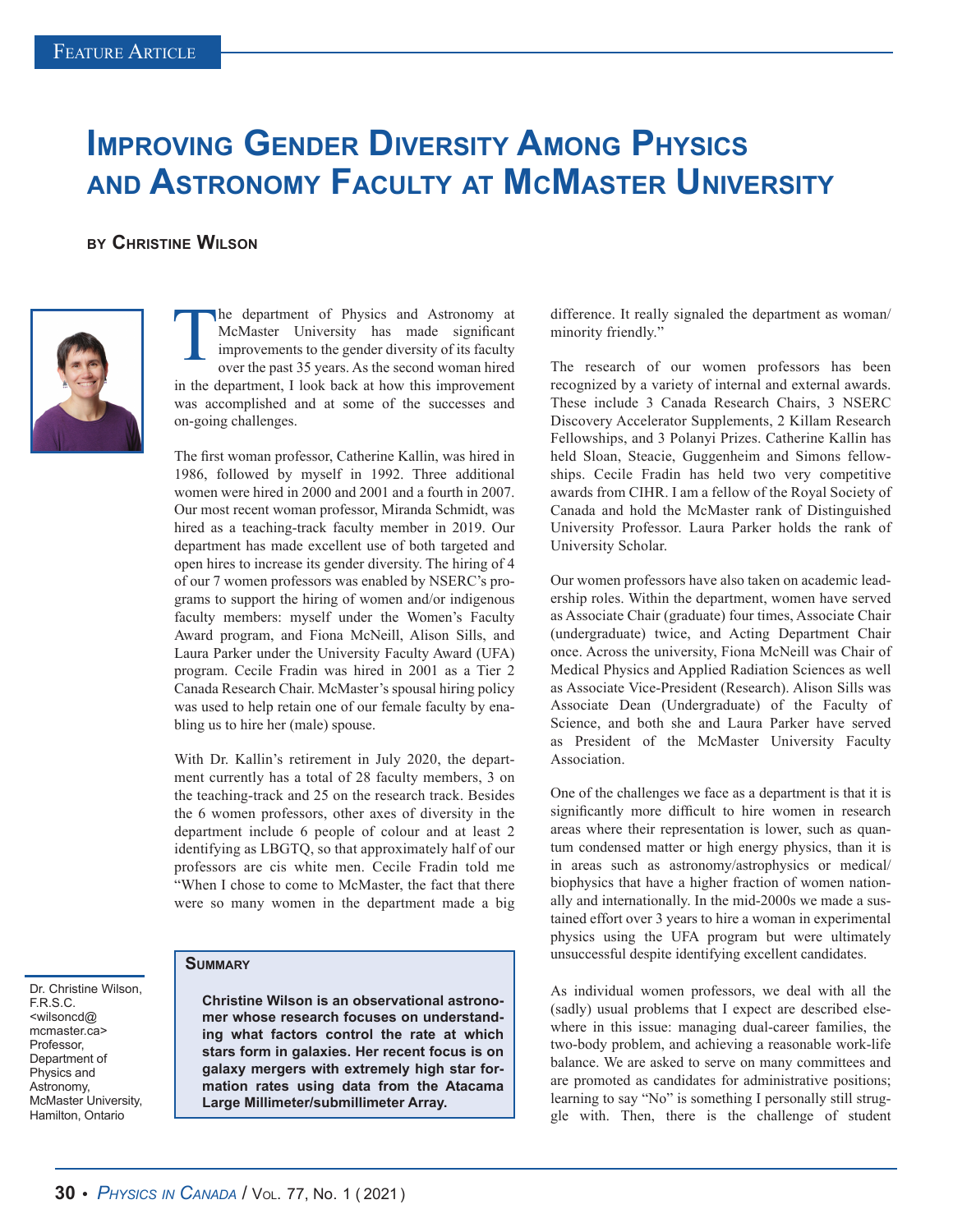# Improving Gender Diversity Among Physics and Astronomy Faculty at McMaster University

**by Christine Wilson**

Dr. Christine Wilson, F.R.S.C. <wilsoncd@mcmaster.ca> Professor, Department of Physics and Astronomy, McMaster University, Hamilton, Ontario

## Summary

**Christine Wilson is an observational astronomer whose research focuses on understanding what factors control the rate at which stars form in galaxies. Her recent focus is on galaxy mergers with extremely high star formation rates using data from the Atacama Large Millimeter/submillimeter Array.**

The department of Physics and Astronomy at McMaster University has made significant improvements to the gender diversity of its faculty over the past 35 years. As the second woman hired in the department, I look back at how this improvement was accomplished and at some of the successes and on-going challenges.

The first woman professor, Catherine Kallin, was hired in 1986, followed by myself in 1992. Three additional women were hired in 2000 and 2001 and a fourth in 2007. Our most recent woman professor, Miranda Schmidt, was hired as a teaching-track faculty member in 2019. Our department has made excellent use of both targeted and open hires to increase its gender diversity. The hiring of 4 of our 7 women professors was enabled by NSERC's programs to support the hiring of women and/or indigenous faculty members: myself under the Women's Faculty Award program, and Fiona McNeill, Alison Sills, and Laura Parker under the University Faculty Award (UFA) program. Cecile Fradin was hired in 2001 as a Tier 2 Canada Research Chair. McMaster's spousal hiring policy was used to help retain one of our female faculty by enabling us to hire her (male) spouse.

With Dr. Kallin's retirement in July 2020, the department currently has a total of 28 faculty members, 3 on the teaching-track and 25 on the research track. Besides the 6 women professors, other axes of diversity in the department include 6 people of colour and at least 2 identifying as LBGTQ, so that approximately half of our professors are cis white men. Cecile Fradin told me "When I chose to come to McMaster, the fact that there were so many women in the department made a big difference. It really signaled the department as woman/minority friendly."

The research of our women professors has been recognized by a variety of internal and external awards. These include 3 Canada Research Chairs, 3 NSERC Discovery Accelerator Supplements, 2 Killam Research Fellowships, and 3 Polanyi Prizes. Catherine Kallin has held Sloan, Steacie, Guggenheim and Simons fellowships. Cecile Fradin has held two very competitive awards from CIHR. I am a fellow of the Royal Society of Canada and hold the McMaster rank of Distinguished University Professor. Laura Parker holds the rank of University Scholar.

Our women professors have also taken on academic leadership roles. Within the department, women have served as Associate Chair (graduate) four times, Associate Chair (undergraduate) twice, and Acting Department Chair once. Across the university, Fiona McNeill was Chair of Medical Physics and Applied Radiation Sciences as well as Associate Vice-President (Research). Alison Sills was Associate Dean (Undergraduate) of the Faculty of Science, and both she and Laura Parker have served as President of the McMaster University Faculty Association.

One of the challenges we face as a department is that it is significantly more difficult to hire women in research areas where their representation is lower, such as quantum condensed matter or high energy physics, than it is in areas such as astronomy/astrophysics or medical/biophysics that have a higher fraction of women nationally and internationally. In the mid-2000s we made a sustained effort over 3 years to hire a woman in experimental physics using the UFA program but were ultimately unsuccessful despite identifying excellent candidates.

As individual women professors, we deal with all the (sadly) usual problems that I expect are described elsewhere in this issue: managing dual-career families, the two-body problem, and achieving a reasonable work-life balance. We are asked to serve on many committees and are promoted as candidates for administrative positions; learning to say "No" is something I personally still struggle with. Then, there is the challenge of student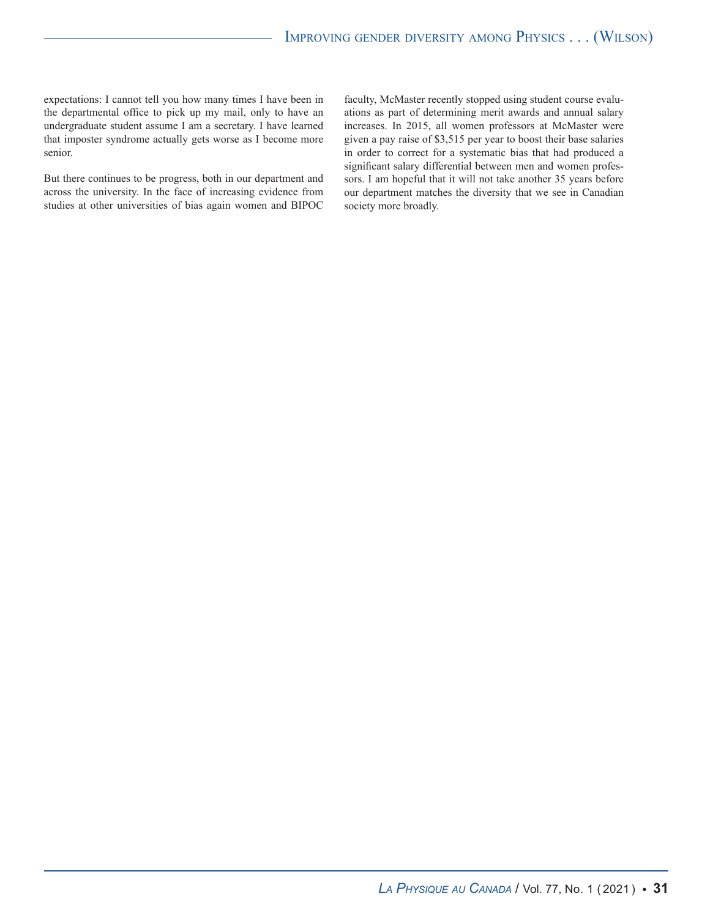expectations: I cannot tell you how many times I have been in the departmental office to pick up my mail, only to have an undergraduate student assume I am a secretary. I have learned that imposter syndrome actually gets worse as I become more senior.

But there continues to be progress, both in our department and across the university. In the face of increasing evidence from studies at other universities of bias again women and BIPOC faculty, McMaster recently stopped using student course evaluations as part of determining merit awards and annual salary increases. In 2015, all women professors at McMaster were given a pay raise of $3,515 per year to boost their base salaries in order to correct for a systematic bias that had produced a significant salary differential between men and women professors. I am hopeful that it will not take another 35 years before our department matches the diversity that we see in Canadian society more broadly.